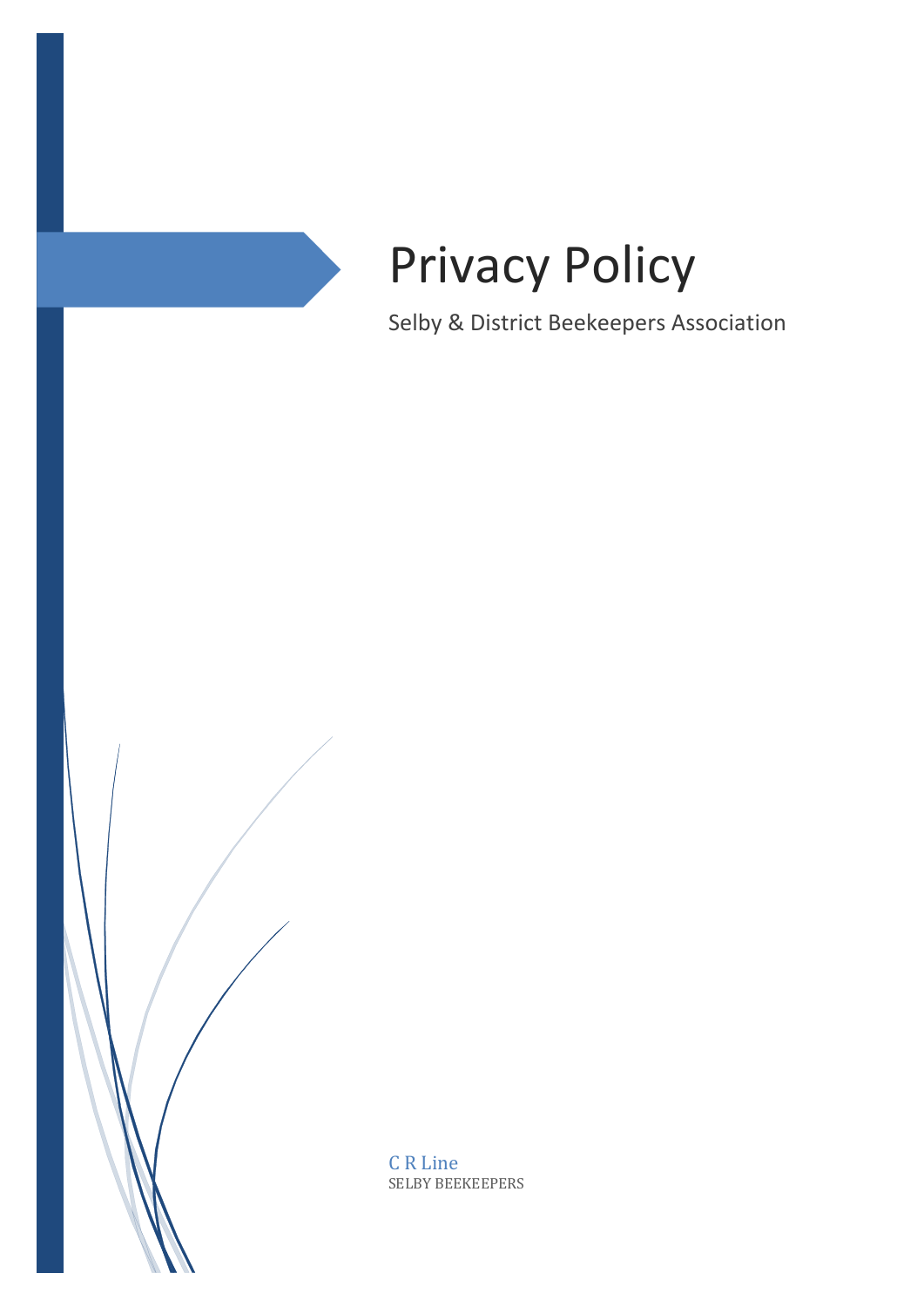# Privacy Policy

Selby & District Beekeepers Association

C R Line
SELBY BEEKEEPERS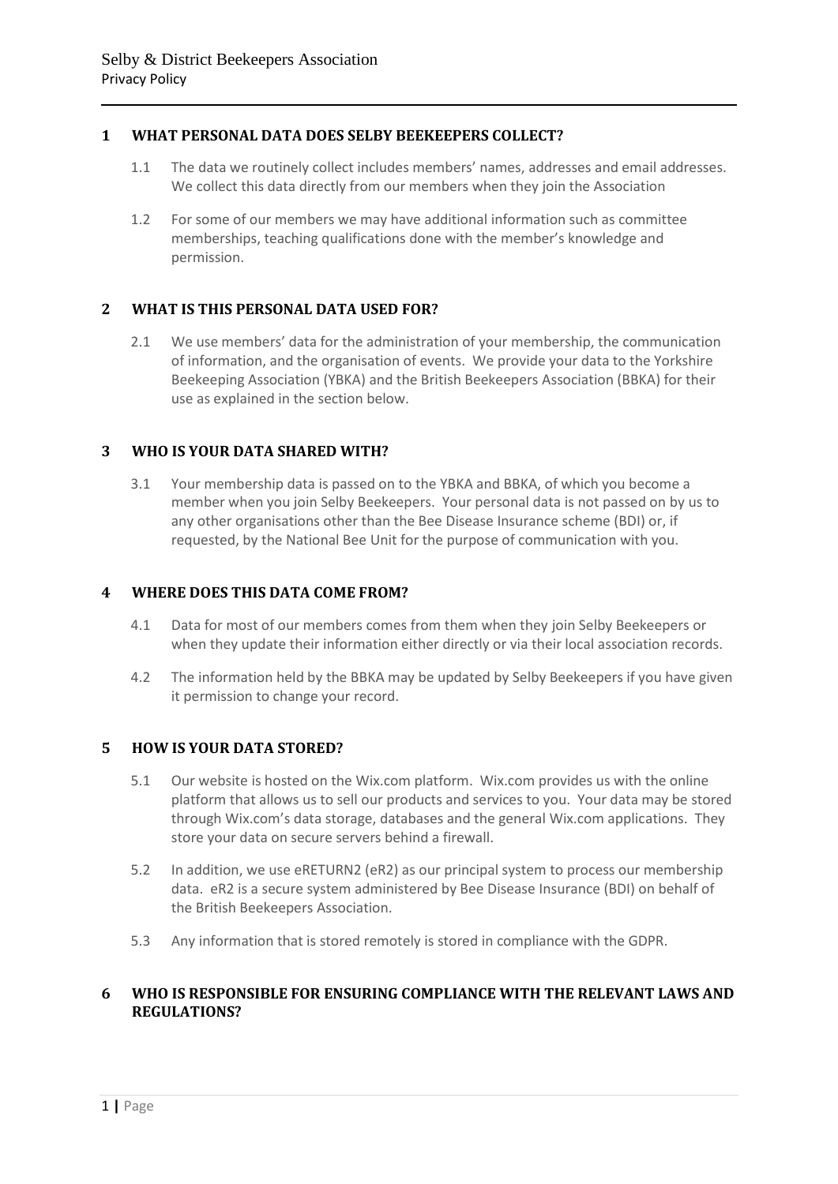## 1 WHAT PERSONAL DATA DOES SELBY BEEKEEPERS COLLECT?

1.1 The data we routinely collect includes members' names, addresses and email addresses. We collect this data directly from our members when they join the Association

1.2 For some of our members we may have additional information such as committee memberships, teaching qualifications done with the member's knowledge and permission.

## 2 WHAT IS THIS PERSONAL DATA USED FOR?

2.1 We use members' data for the administration of your membership, the communication of information, and the organisation of events. We provide your data to the Yorkshire Beekeeping Association (YBKA) and the British Beekeepers Association (BBKA) for their use as explained in the section below.

## 3 WHO IS YOUR DATA SHARED WITH?

3.1 Your membership data is passed on to the YBKA and BBKA, of which you become a member when you join Selby Beekeepers. Your personal data is not passed on by us to any other organisations other than the Bee Disease Insurance scheme (BDI) or, if requested, by the National Bee Unit for the purpose of communication with you.

## 4 WHERE DOES THIS DATA COME FROM?

4.1 Data for most of our members comes from them when they join Selby Beekeepers or when they update their information either directly or via their local association records.

4.2 The information held by the BBKA may be updated by Selby Beekeepers if you have given it permission to change your record.

## 5 HOW IS YOUR DATA STORED?

5.1 Our website is hosted on the Wix.com platform. Wix.com provides us with the online platform that allows us to sell our products and services to you. Your data may be stored through Wix.com's data storage, databases and the general Wix.com applications. They store your data on secure servers behind a firewall.

5.2 In addition, we use eRETURN2 (eR2) as our principal system to process our membership data. eR2 is a secure system administered by Bee Disease Insurance (BDI) on behalf of the British Beekeepers Association.

5.3 Any information that is stored remotely is stored in compliance with the GDPR.

## 6 WHO IS RESPONSIBLE FOR ENSURING COMPLIANCE WITH THE RELEVANT LAWS AND REGULATIONS?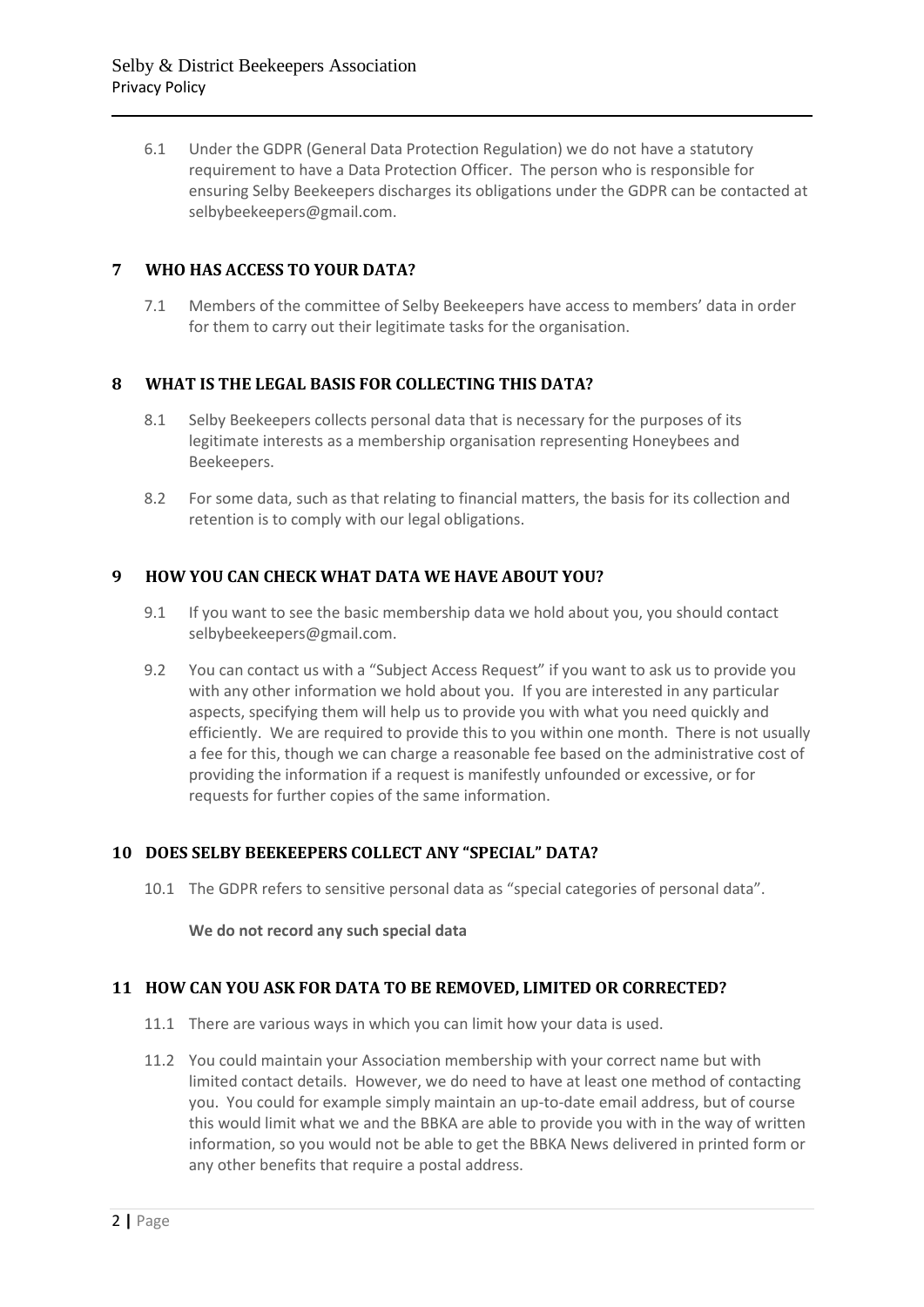6.1 Under the GDPR (General Data Protection Regulation) we do not have a statutory requirement to have a Data Protection Officer. The person who is responsible for ensuring Selby Beekeepers discharges its obligations under the GDPR can be contacted at selbybeekeepers@gmail.com.

## 7 WHO HAS ACCESS TO YOUR DATA?

7.1 Members of the committee of Selby Beekeepers have access to members' data in order for them to carry out their legitimate tasks for the organisation.

## 8 WHAT IS THE LEGAL BASIS FOR COLLECTING THIS DATA?

8.1 Selby Beekeepers collects personal data that is necessary for the purposes of its legitimate interests as a membership organisation representing Honeybees and Beekeepers.

8.2 For some data, such as that relating to financial matters, the basis for its collection and retention is to comply with our legal obligations.

## 9 HOW YOU CAN CHECK WHAT DATA WE HAVE ABOUT YOU?

9.1 If you want to see the basic membership data we hold about you, you should contact selbybeekeepers@gmail.com.

9.2 You can contact us with a "Subject Access Request" if you want to ask us to provide you with any other information we hold about you. If you are interested in any particular aspects, specifying them will help us to provide you with what you need quickly and efficiently. We are required to provide this to you within one month. There is not usually a fee for this, though we can charge a reasonable fee based on the administrative cost of providing the information if a request is manifestly unfounded or excessive, or for requests for further copies of the same information.

## 10 DOES SELBY BEEKEEPERS COLLECT ANY "SPECIAL" DATA?

10.1 The GDPR refers to sensitive personal data as "special categories of personal data".

**We do not record any such special data**

## 11 HOW CAN YOU ASK FOR DATA TO BE REMOVED, LIMITED OR CORRECTED?

11.1 There are various ways in which you can limit how your data is used.

11.2 You could maintain your Association membership with your correct name but with limited contact details. However, we do need to have at least one method of contacting you. You could for example simply maintain an up-to-date email address, but of course this would limit what we and the BBKA are able to provide you with in the way of written information, so you would not be able to get the BBKA News delivered in printed form or any other benefits that require a postal address.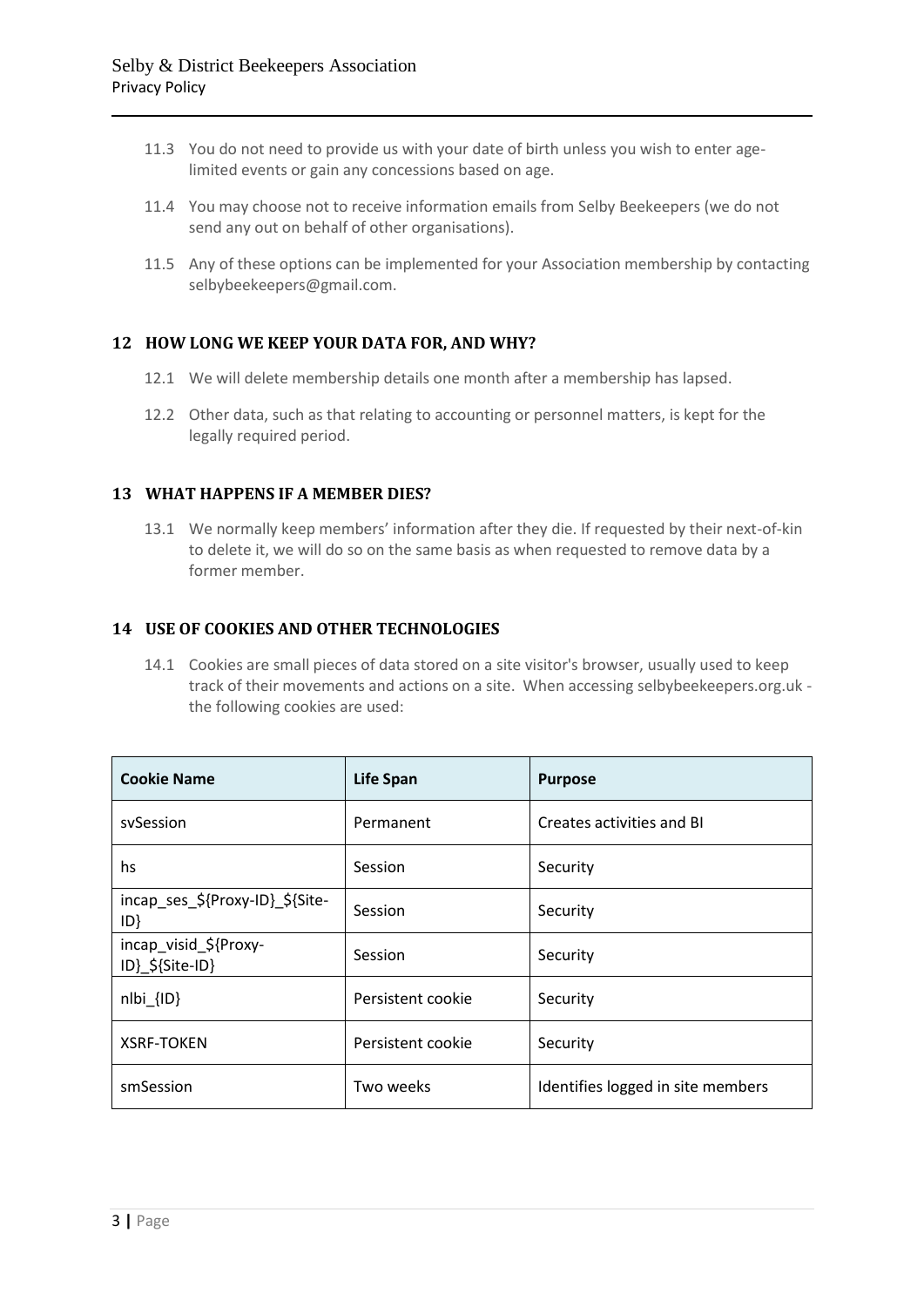11.3 You do not need to provide us with your date of birth unless you wish to enter age-limited events or gain any concessions based on age.

11.4 You may choose not to receive information emails from Selby Beekeepers (we do not send any out on behalf of other organisations).

11.5 Any of these options can be implemented for your Association membership by contacting selbybeekeepers@gmail.com.

## 12 HOW LONG WE KEEP YOUR DATA FOR, AND WHY?

12.1 We will delete membership details one month after a membership has lapsed.

12.2 Other data, such as that relating to accounting or personnel matters, is kept for the legally required period.

## 13 WHAT HAPPENS IF A MEMBER DIES?

13.1 We normally keep members' information after they die. If requested by their next-of-kin to delete it, we will do so on the same basis as when requested to remove data by a former member.

## 14 USE OF COOKIES AND OTHER TECHNOLOGIES

14.1 Cookies are small pieces of data stored on a site visitor's browser, usually used to keep track of their movements and actions on a site. When accessing selbybeekeepers.org.uk - the following cookies are used:

| Cookie Name | Life Span | Purpose |
|---|---|---|
| svSession | Permanent | Creates activities and BI |
| hs | Session | Security |
| incap_ses_${Proxy-ID}_${Site-ID} | Session | Security |
| incap_visid_${Proxy-ID}_${Site-ID} | Session | Security |
| nlbi_{ID} | Persistent cookie | Security |
| XSRF-TOKEN | Persistent cookie | Security |
| smSession | Two weeks | Identifies logged in site members |